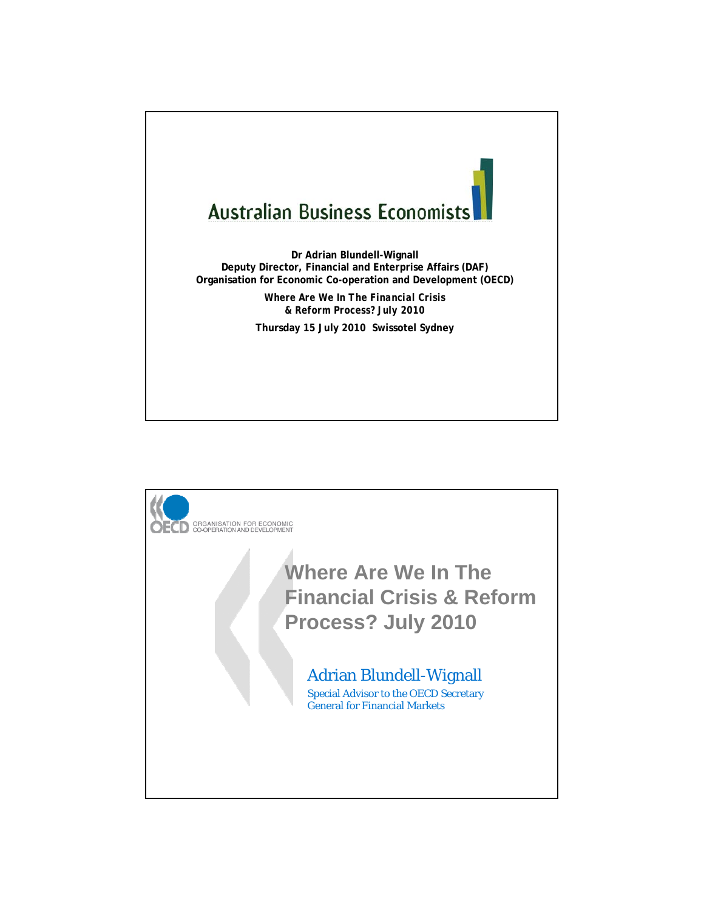# Australian Business Economists

**Dr Adrian Blundell-Wignall**
**Deputy Director, Financial and Enterprise Affairs (DAF)**
**Organisation for Economic Co-operation and Development (OECD)**

***Where Are We In The Financial Crisis***
***& Reform Process? July 2010***

**Thursday 15 July 2010 Swissotel Sydney**

---

OECD ORGANISATION FOR ECONOMIC CO-OPERATION AND DEVELOPMENT

# Where Are We In The Financial Crisis & Reform Process? July 2010

Adrian Blundell-Wignall

Special Advisor to the OECD Secretary General for Financial Markets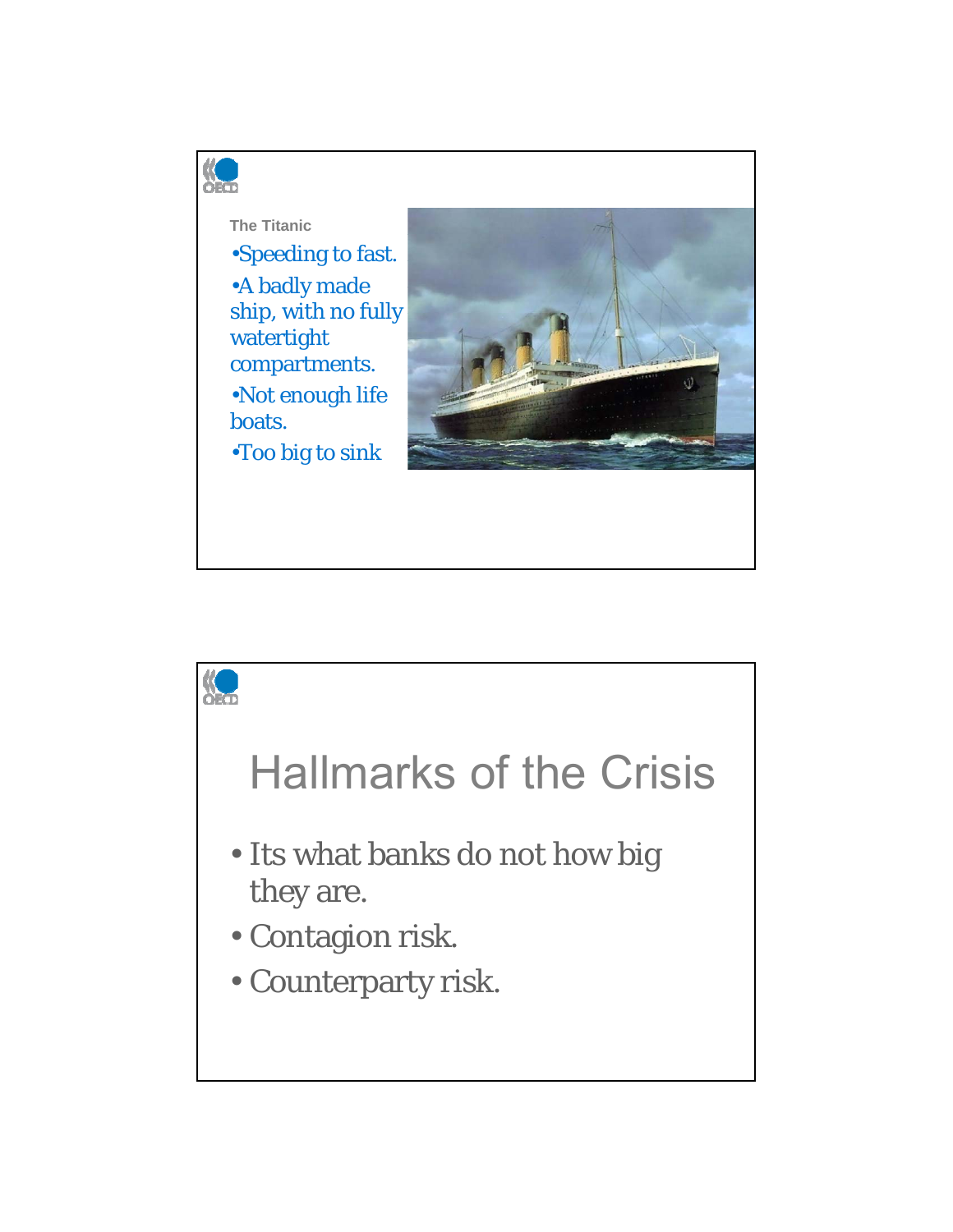### The Titanic

- Speeding to fast.
- A badly made ship, with no fully watertight compartments.
- Not enough life boats.
- Too big to sink

# Hallmarks of the Crisis

- Its what banks do not how big they are.
- Contagion risk.
- Counterparty risk.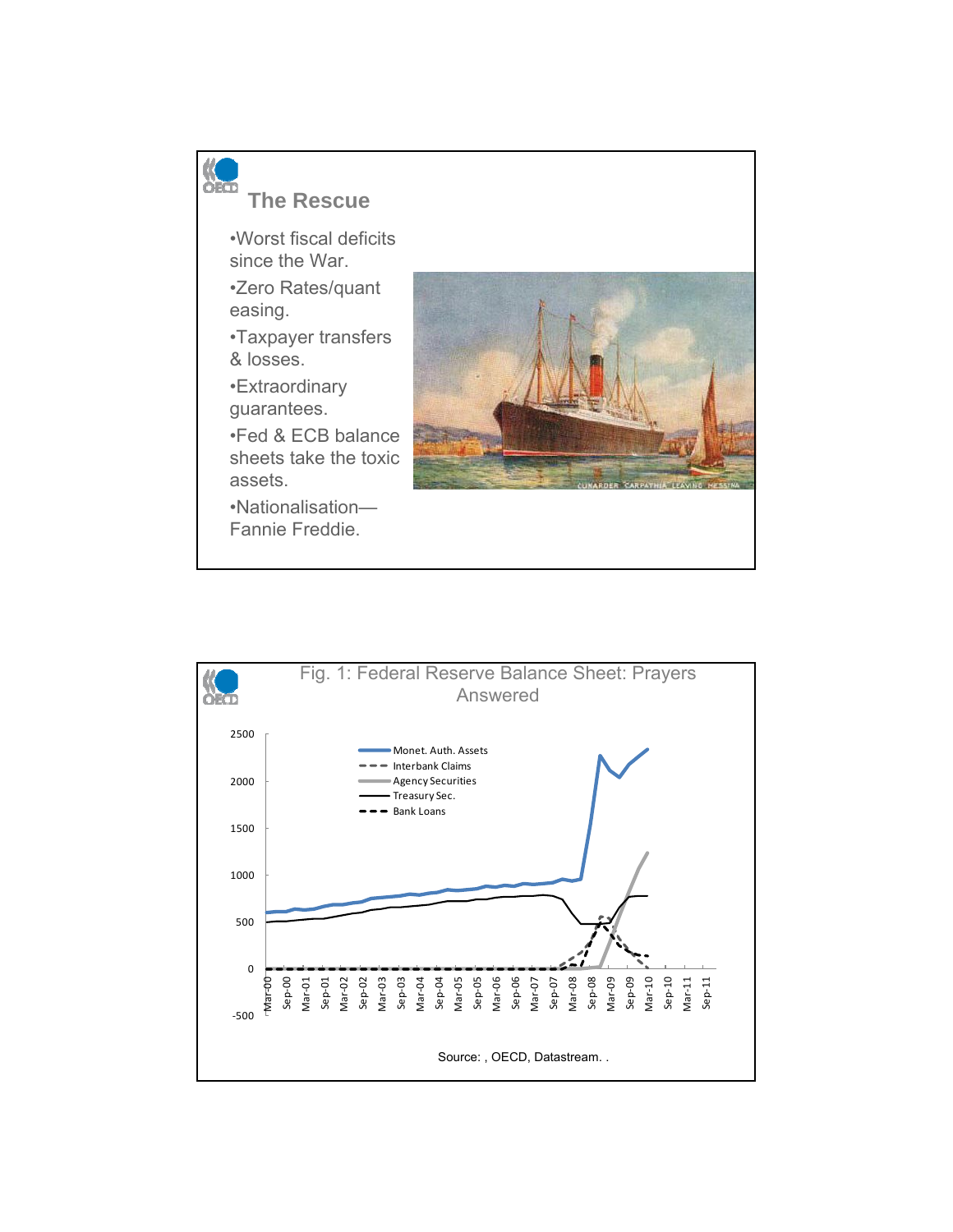## The Rescue

- Worst fiscal deficits since the War.
- Zero Rates/quant easing.
- Taxpayer transfers & losses.
- Extraordinary guarantees.
- Fed & ECB balance sheets take the toxic assets.
- Nationalisation—Fannie Freddie.

## Fig. 1: Federal Reserve Balance Sheet: Prayers Answered

Source: , OECD, Datastream. .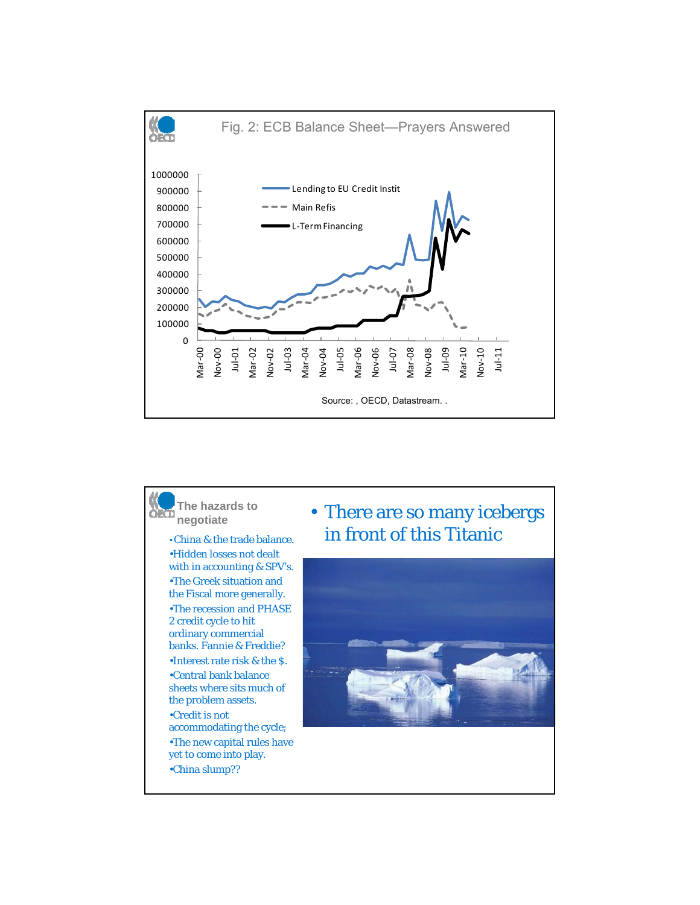## Fig. 2: ECB Balance Sheet—Prayers Answered

Lending to EU Credit Instit

Main Refis

L-Term Financing

Source: , OECD, Datastream. .

## The hazards to negotiate

- China & the trade balance.
- Hidden losses not dealt with in accounting & SPV's.
- The Greek situation and the Fiscal more generally.
- The recession and PHASE 2 credit cycle to hit ordinary commercial banks. Fannie & Freddie?
- Interest rate risk & the $.
- Central bank balance sheets where sits much of the problem assets.
- Credit is not accommodating the cycle;
- The new capital rules have yet to come into play.
- China slump??

- There are so many icebergs in front of this Titanic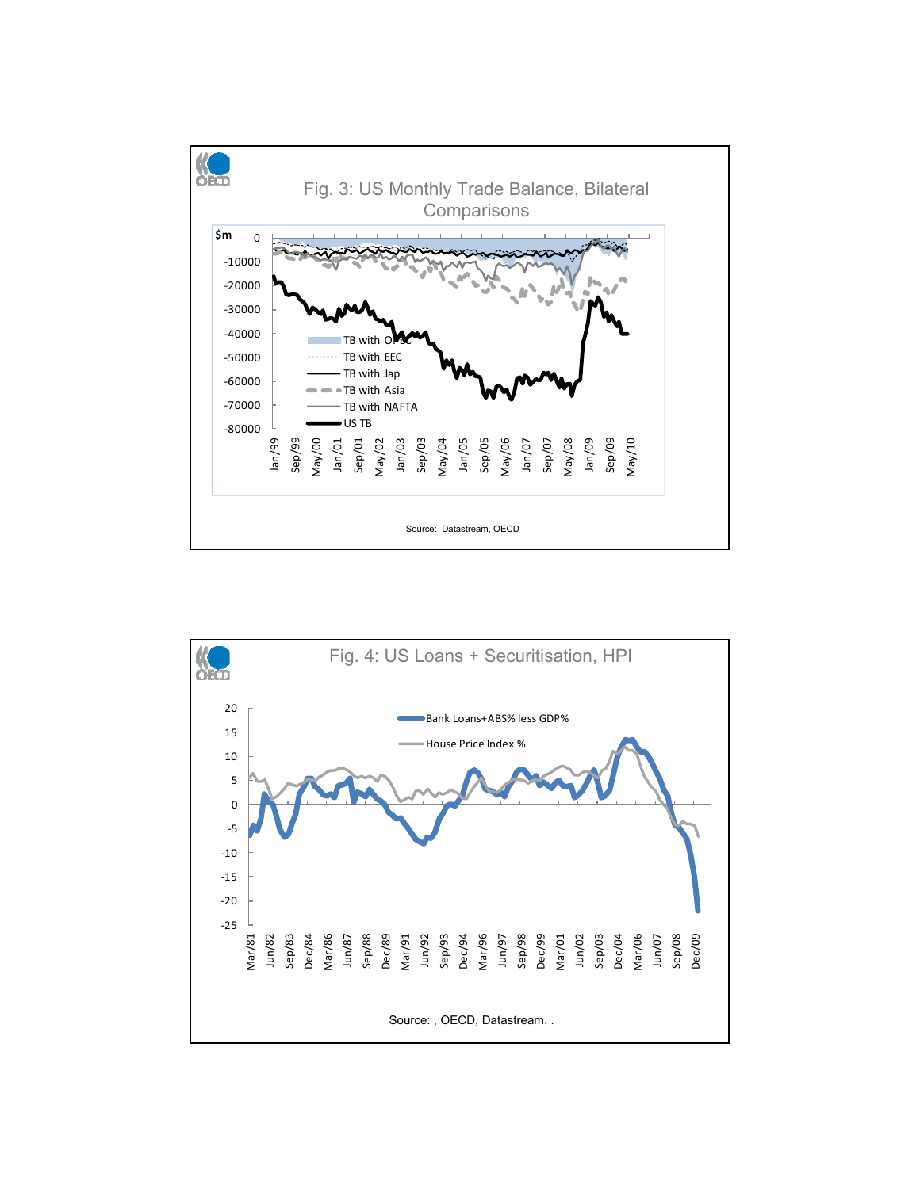## Fig. 3: US Monthly Trade Balance, Bilateral Comparisons

Source: Datastream, OECD

## Fig. 4: US Loans + Securitisation, HPI

Source: , OECD, Datastream. .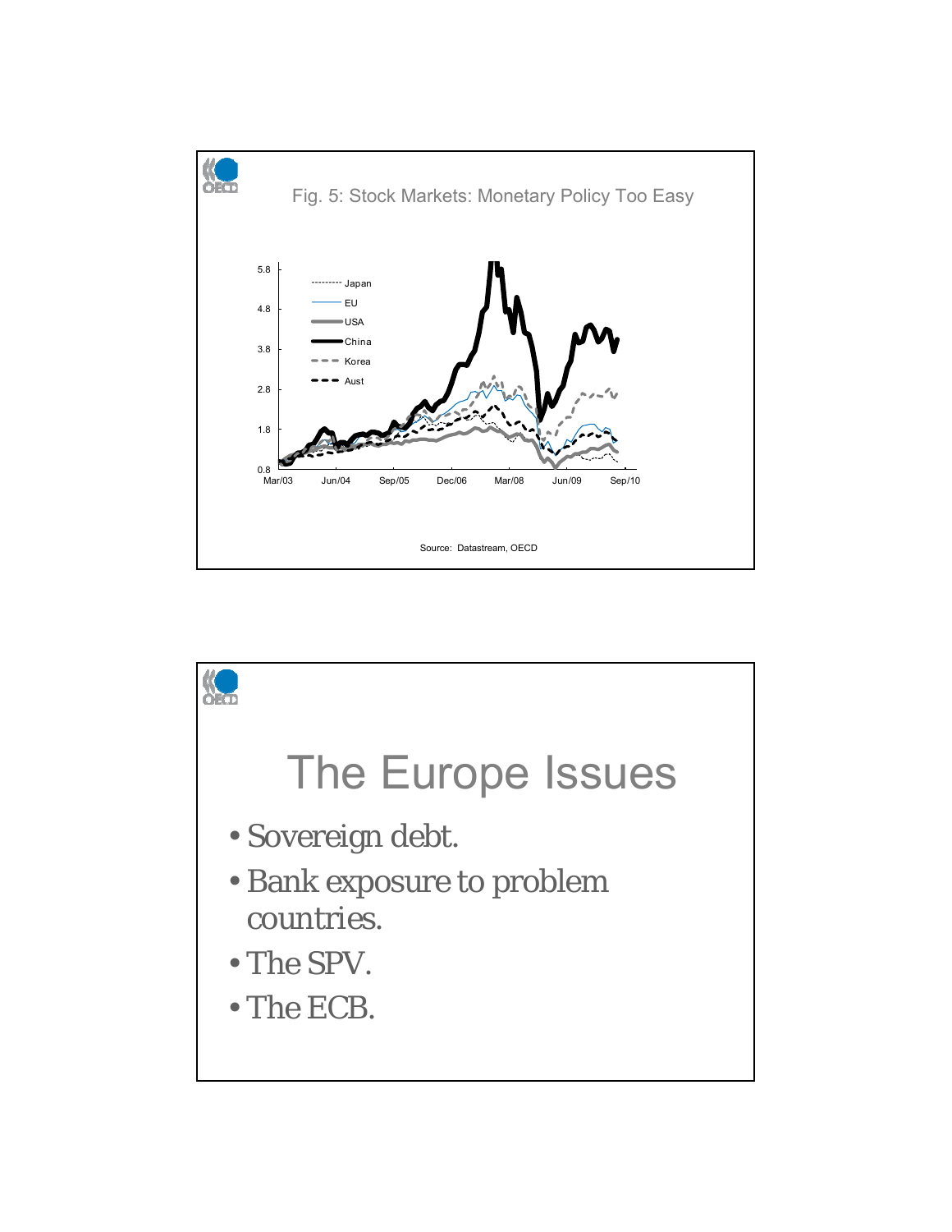## Fig. 5: Stock Markets: Monetary Policy Too Easy

Chart legend: Japan, EU, USA, China, Korea, Aust

Y-axis: 0.8, 1.8, 2.8, 3.8, 4.8, 5.8

X-axis: Mar/03, Jun/04, Sep/05, Dec/06, Mar/08, Jun/09, Sep/10

Source: Datastream, OECD

# The Europe Issues

- Sovereign debt.
- Bank exposure to problem countries.
- The SPV.
- The ECB.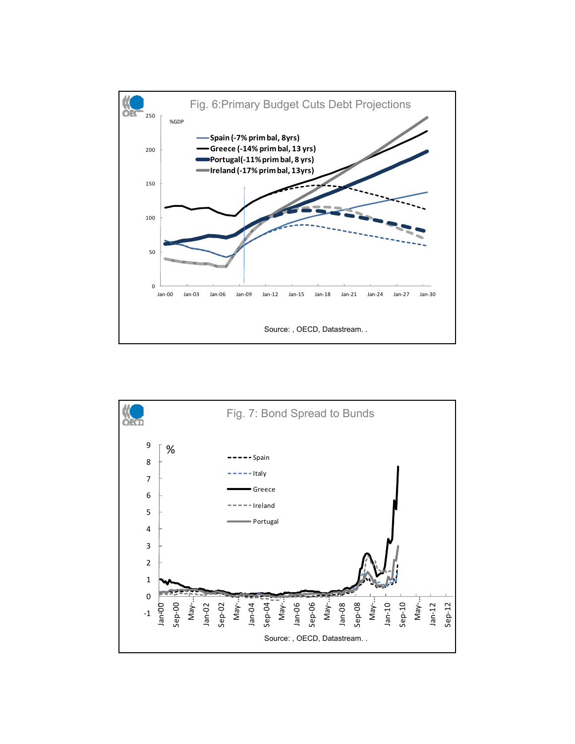Fig. 6:Primary Budget Cuts Debt Projections

%GDP

- Spain (-7% prim bal, 8yrs)
- Greece (-14% prim bal, 13 yrs)
- Portugal(-11% prim bal, 8 yrs)
- Ireland (-17% prim bal, 13yrs)

Source: , OECD, Datastream. .

Fig. 7: Bond Spread to Bunds

%

- Spain
- Italy
- Greece
- Ireland
- Portugal

Source: , OECD, Datastream. .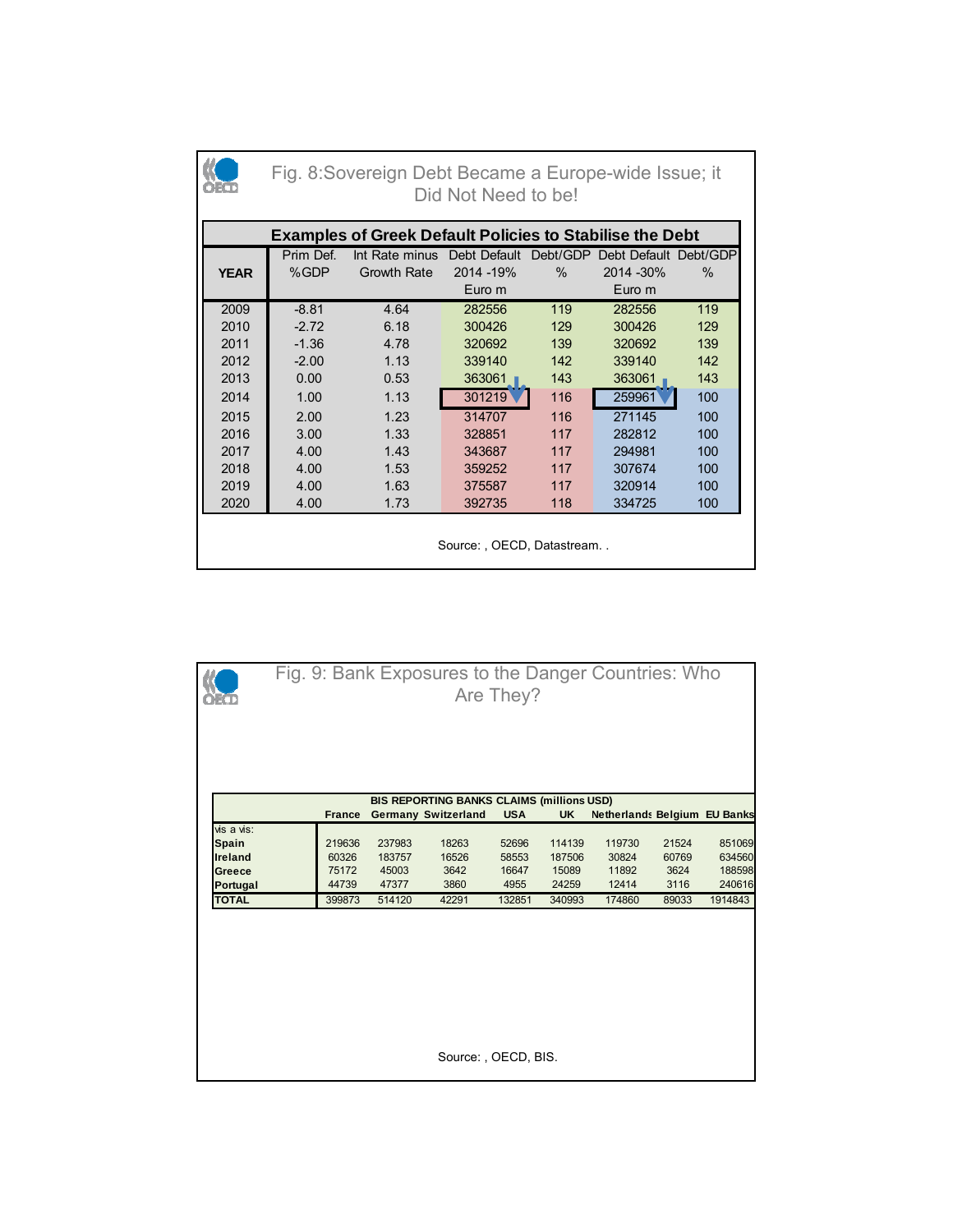## Fig. 8: Sovereign Debt Became a Europe-wide Issue; it Did Not Need to be!

**Examples of Greek Default Policies to Stabilise the Debt**

| YEAR | Prim Def. %GDP | Int Rate minus Growth Rate | Debt Default 2014 -19% Euro m | Debt/GDP % | Debt Default 2014 -30% Euro m | Debt/GDP % |
|---|---|---|---|---|---|---|
| 2009 | -8.81 | 4.64 | 282556 | 119 | 282556 | 119 |
| 2010 | -2.72 | 6.18 | 300426 | 129 | 300426 | 129 |
| 2011 | -1.36 | 4.78 | 320692 | 139 | 320692 | 139 |
| 2012 | -2.00 | 1.13 | 339140 | 142 | 339140 | 142 |
| 2013 | 0.00 | 0.53 | 363061 | 143 | 363061 | 143 |
| 2014 | 1.00 | 1.13 | 301219 | 116 | 259961 | 100 |
| 2015 | 2.00 | 1.23 | 314707 | 116 | 271145 | 100 |
| 2016 | 3.00 | 1.33 | 328851 | 117 | 282812 | 100 |
| 2017 | 4.00 | 1.43 | 343687 | 117 | 294981 | 100 |
| 2018 | 4.00 | 1.53 | 359252 | 117 | 307674 | 100 |
| 2019 | 4.00 | 1.63 | 375587 | 117 | 320914 | 100 |
| 2020 | 4.00 | 1.73 | 392735 | 118 | 334725 | 100 |

Source: , OECD, Datastream. .

## Fig. 9: Bank Exposures to the Danger Countries: Who Are They?

**BIS REPORTING BANKS CLAIMS (millions USD)**

| vis a vis: | France | Germany | Switzerland | USA | UK | Netherlands | Belgium | EU Banks |
|---|---|---|---|---|---|---|---|---|
| **Spain** | 219636 | 237983 | 18263 | 52696 | 114139 | 119730 | 21524 | 851069 |
| **Ireland** | 60326 | 183757 | 16526 | 58553 | 187506 | 30824 | 60769 | 634560 |
| **Greece** | 75172 | 45003 | 3642 | 16647 | 15089 | 11892 | 3624 | 188598 |
| **Portugal** | 44739 | 47377 | 3860 | 4955 | 24259 | 12414 | 3116 | 240616 |
| **TOTAL** | 399873 | 514120 | 42291 | 132851 | 340993 | 174860 | 89033 | 1914843 |

Source: , OECD, BIS.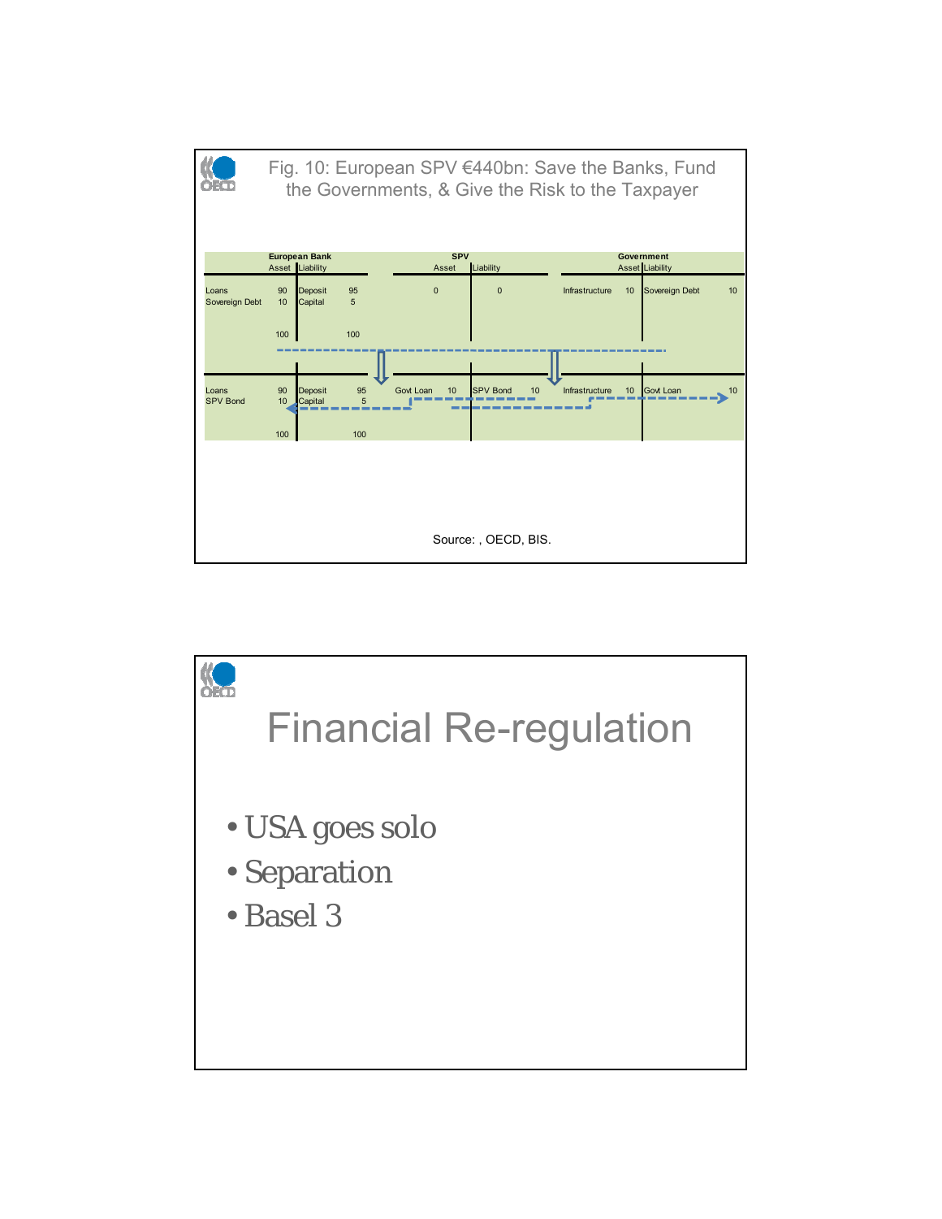## Fig. 10: European SPV €440bn: Save the Banks, Fund the Governments, & Give the Risk to the Taxpayer

**Before:**

| European Bank | | | | SPV | | Government | | | |
|---|---|---|---|---|---|---|---|---|---|
| Asset | | Liability | | Asset | Liability | Asset | | Liability | |
| Loans | 90 | Deposit | 95 | 0 | 0 | Infrastructure | 10 | Sovereign Debt | 10 |
| Sovereign Debt | 10 | Capital | 5 | | | | | | |
| | 100 | | 100 | | | | | | |

**After:**

| European Bank | | | | SPV | | | | Government | | | |
|---|---|---|---|---|---|---|---|---|---|---|---|
| Asset | | Liability | | Asset | | Liability | | Asset | | Liability | |
| Loans | 90 | Deposit | 95 | Govt Loan | 10 | SPV Bond | 10 | Infrastructure | 10 | Govt Loan | 10 |
| SPV Bond | 10 | Capital | 5 | | | | | | | | |
| | 100 | | 100 | | | | | | | | |

Source: , OECD, BIS.

# Financial Re-regulation

- USA goes solo
- Separation
- Basel 3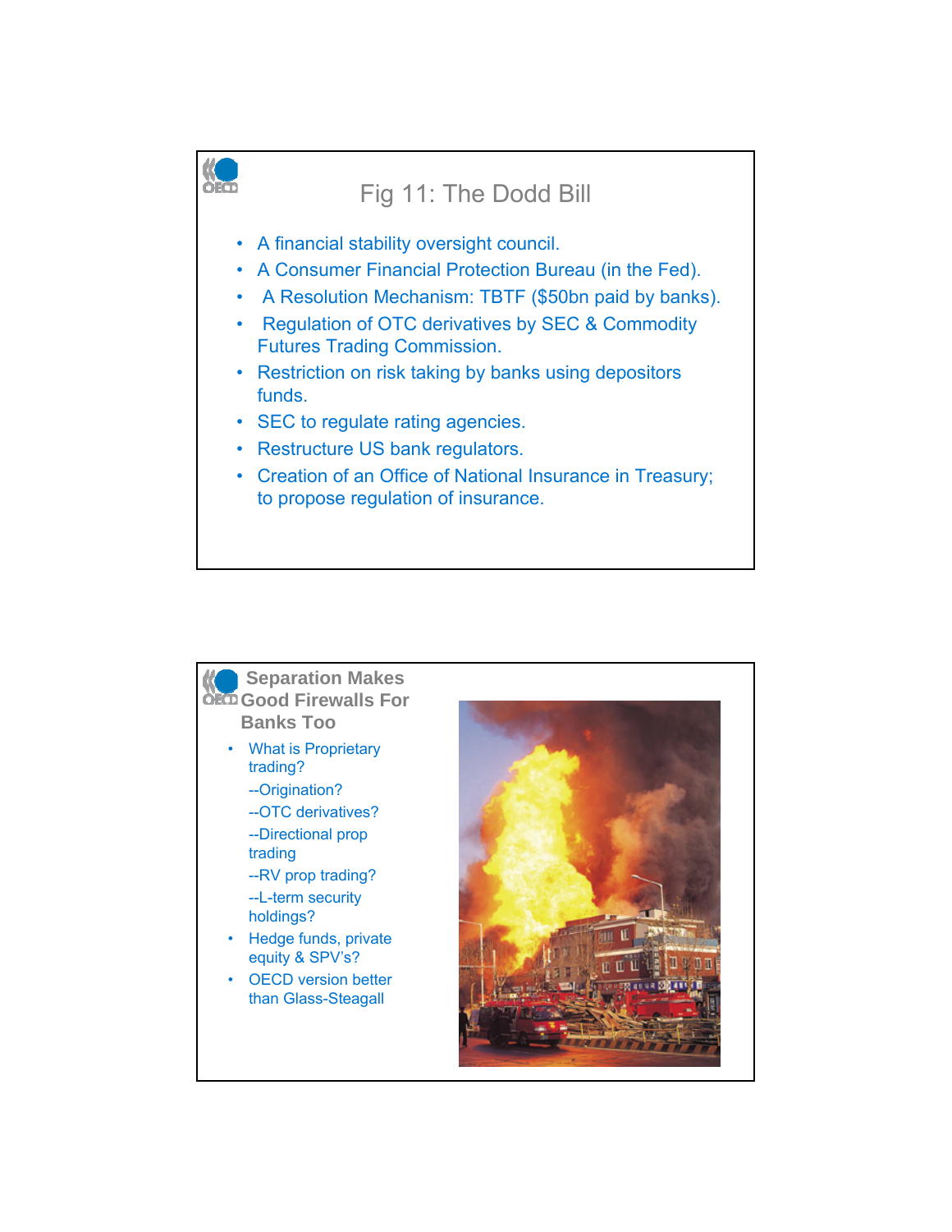## Fig 11: The Dodd Bill

- A financial stability oversight council.
- A Consumer Financial Protection Bureau (in the Fed).
- A Resolution Mechanism: TBTF ($50bn paid by banks).
- Regulation of OTC derivatives by SEC & Commodity Futures Trading Commission.
- Restriction on risk taking by banks using depositors funds.
- SEC to regulate rating agencies.
- Restructure US bank regulators.
- Creation of an Office of National Insurance in Treasury; to propose regulation of insurance.

## Separation Makes Good Firewalls For Banks Too

- What is Proprietary trading?
  - --Origination?
  - --OTC derivatives?
  - --Directional prop trading
  - --RV prop trading?
  - --L-term security holdings?
- Hedge funds, private equity & SPV's?
- OECD version better than Glass-Steagall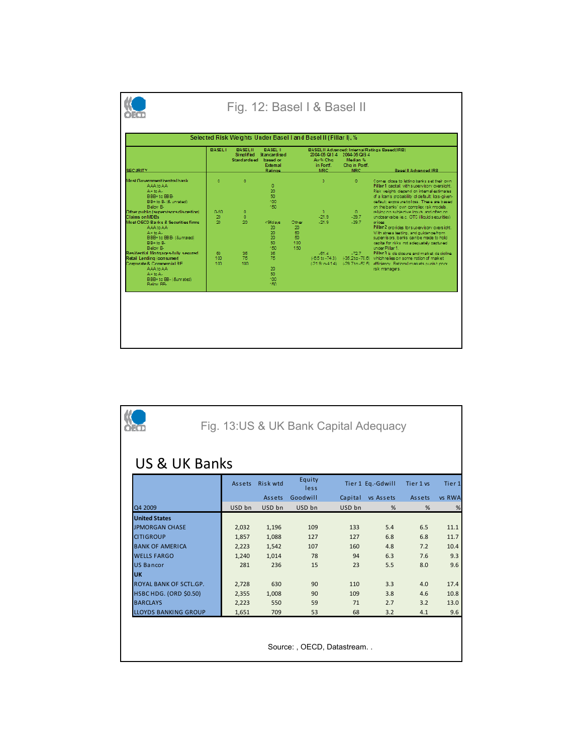## Fig. 12: Basel I & Basel II

**Selected Risk Weights Under Basel I and Basel II (Pillar I), %**

| SECURITY | BASEL I | BASEL II Simplified Standardised | BASEL I Standardised based on External Ratings | | BASEL II Advanced: Internal Ratings Based (IRB) 2004-05 QIS 4 Av % Chg in Portf. MRC | 2004-05 QIS 4 Median % Chg in Portf. MRC | Basel II Advanced IRB |
|---|---|---|---|---|---|---|---|
| Most Government/central bank | 0 | 0 | | | 0 | 0 | Comes close to letting banks set their own **Pillar 1** capital, with supervisory oversight. Risk weights depend on internal estimates of a loan's probability of default, loss-given-default, exposure to loss. These are based on the banks' own complex risk models, relying on subjective inputs and often on unobservable (e.g. OTC illiquid securities) prices. |
| AAA to AA- | | | 0 | | | | |
| A+ to A- | | | 20 | | | | |
| BBB+ to BBB- | | | 50 | | | | |
| BB+ to B- (& unrated) | | | 100 | | | | |
| Below B- | | | 150 | | | | |
| Other public (supervisors discretion) | 0-50 | 0 | | | 0 | 0 | |
| Claims on MDBs | 20 | 0 | | | -21.9 | -29.7 | |
| Most OECD Banks & Securities firms | 20 | 20 | <90days | Other | -21.9 | -29.7 | **Pillar 2** provides for supervisory oversight. With stress testing, and guidance from supervisors, banks can be made to hold capital for risks not adequately captured under Pillar 1. |
| AAA to AA- | | | 20 | 20 | | | |
| A+ to A- | | | 20 | 50 | | | |
| BBB+ to BBB- (& unrated) | | | 20 | 50 | | | |
| BB+ to B- | | | 50 | 100 | | | |
| Below B- | | | 150 | 150 | | | |
| Residential Mortgages-fully secured | 50 | 35 | 35 | | -61.4 | -72.7 | **Pillar 3** is disclosure and market discipline which relies on some notion of market efficiency. Rational markets punish poor risk managers. |
| Retail Lending (consumer) | 100 | 75 | 75 | | (-6.5 to -74.3) | (-35.2 to -78.6) | |
| Corporate & Commercial RE | 100 | 100 | | | (-21.9 to -41.4) | (-29.7 to -50.5) | |
| AAA to AA- | | | 20 | | | | |
| A+ to A- | | | 50 | | | | |
| BBB+ to BB- (& unrated) | | | 100 | | | | |
| Below BB- | | | 150 | | | | |

## Fig. 13: US & UK Bank Capital Adequacy

### US & UK Banks

| Q4 2009 | Assets USD bn | Risk wtd Assets USD bn | Equity less Goodwill USD bn | Tier 1 Capital USD bn | Eq.-Gdwill vs Assets % | Tier 1 vs Assets % | Tier 1 vs RWA % |
|---|---|---|---|---|---|---|---|
| **United States** | | | | | | | |
| JPMORGAN CHASE | 2,032 | 1,196 | 109 | 133 | 5.4 | 6.5 | 11.1 |
| CITIGROUP | 1,857 | 1,088 | 127 | 127 | 6.8 | 6.8 | 11.7 |
| BANK OF AMERICA | 2,223 | 1,542 | 107 | 160 | 4.8 | 7.2 | 10.4 |
| WELLS FARGO | 1,240 | 1,014 | 78 | 94 | 6.3 | 7.6 | 9.3 |
| US Bancor | 281 | 236 | 15 | 23 | 5.5 | 8.0 | 9.6 |
| **UK** | | | | | | | |
| ROYAL BANK OF SCTL.GP. | 2,728 | 630 | 90 | 110 | 3.3 | 4.0 | 17.4 |
| HSBC HDG. (ORD $0.50) | 2,355 | 1,008 | 90 | 109 | 3.8 | 4.6 | 10.8 |
| BARCLAYS | 2,223 | 550 | 59 | 71 | 2.7 | 3.2 | 13.0 |
| LLOYDS BANKING GROUP | 1,651 | 709 | 53 | 68 | 3.2 | 4.1 | 9.6 |

Source: , OECD, Datastream. .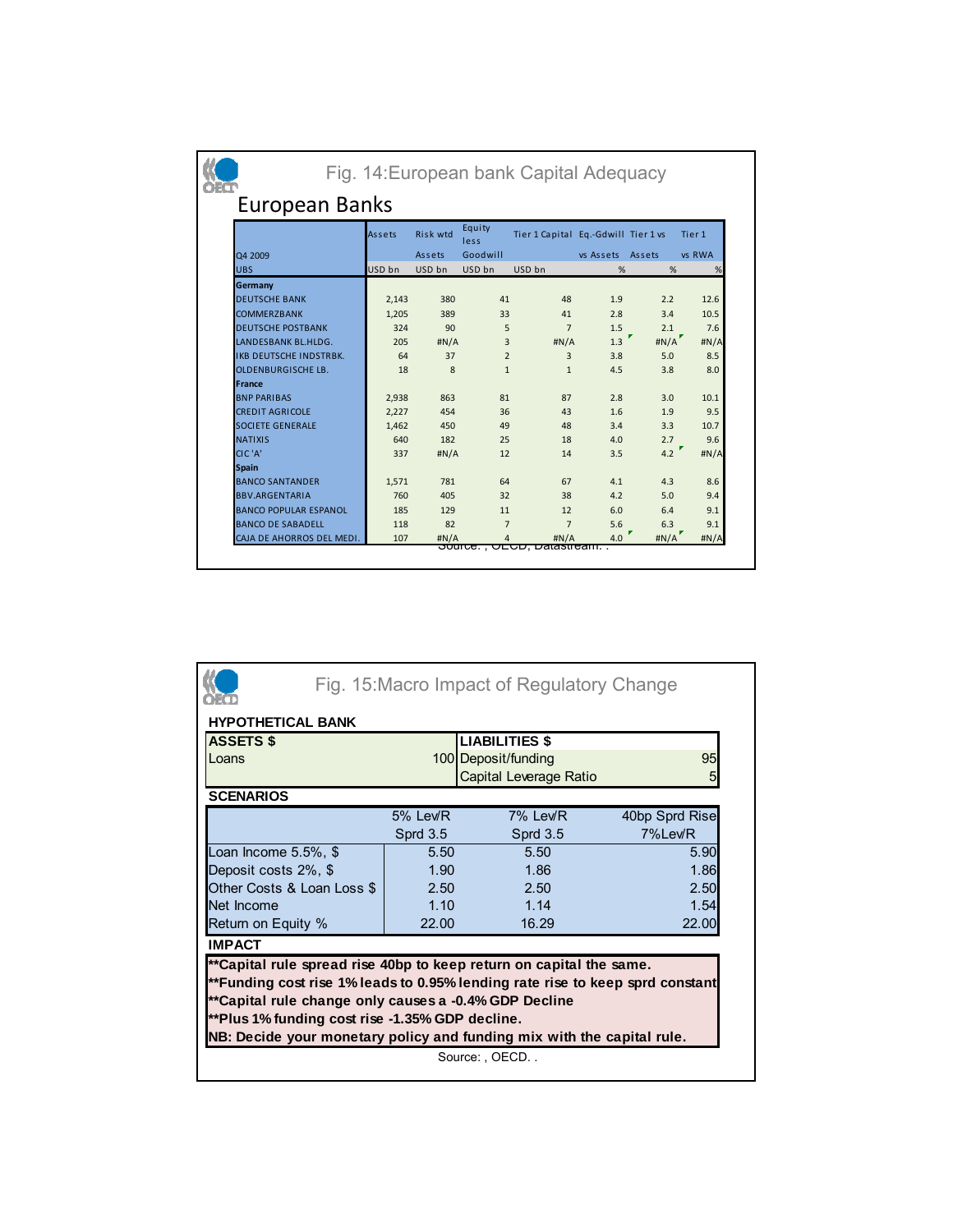## Fig. 14:European bank Capital Adequacy

### European Banks

| Q4 2009 | Assets | Risk wtd Assets | Equity less Goodwill | Tier 1 Capital | Eq.-Gdwill vs Assets | Tier 1 vs Assets | Tier 1 vs RWA |
|---|---|---|---|---|---|---|---|
| UBS | USD bn | USD bn | USD bn | USD bn | % | % | % |
| **Germany** | | | | | | | |
| DEUTSCHE BANK | 2,143 | 380 | 41 | 48 | 1.9 | 2.2 | 12.6 |
| COMMERZBANK | 1,205 | 389 | 33 | 41 | 2.8 | 3.4 | 10.5 |
| DEUTSCHE POSTBANK | 324 | 90 | 5 | 7 | 1.5 | 2.1 | 7.6 |
| LANDESBANK BL.HLDG. | 205 | #N/A | 3 | #N/A | 1.3 | #N/A | #N/A |
| IKB DEUTSCHE INDSTRBK. | 64 | 37 | 2 | 3 | 3.8 | 5.0 | 8.5 |
| OLDENBURGISCHE LB. | 18 | 8 | 1 | 1 | 4.5 | 3.8 | 8.0 |
| **France** | | | | | | | |
| BNP PARIBAS | 2,938 | 863 | 81 | 87 | 2.8 | 3.0 | 10.1 |
| CREDIT AGRICOLE | 2,227 | 454 | 36 | 43 | 1.6 | 1.9 | 9.5 |
| SOCIETE GENERALE | 1,462 | 450 | 49 | 48 | 3.4 | 3.3 | 10.7 |
| NATIXIS | 640 | 182 | 25 | 18 | 4.0 | 2.7 | 9.6 |
| CIC 'A' | 337 | #N/A | 12 | 14 | 3.5 | 4.2 | #N/A |
| **Spain** | | | | | | | |
| BANCO SANTANDER | 1,571 | 781 | 64 | 67 | 4.1 | 4.3 | 8.6 |
| BBV.ARGENTARIA | 760 | 405 | 32 | 38 | 4.2 | 5.0 | 9.4 |
| BANCO POPULAR ESPANOL | 185 | 129 | 11 | 12 | 6.0 | 6.4 | 9.1 |
| BANCO DE SABADELL | 118 | 82 | 7 | 7 | 5.6 | 6.3 | 9.1 |
| CAJA DE AHORROS DEL MEDI. | 107 | #N/A | 4 | #N/A | 4.0 | #N/A | #N/A |

Source: , OECD, Datastream. .

## Fig. 15:Macro Impact of Regulatory Change

**HYPOTHETICAL BANK**

| ASSETS $ | | LIABILITIES $ | |
|---|---|---|---|
| Loans | 100 | Deposit/funding | 95 |
| | | Capital Leverage Ratio | 5 |

**SCENARIOS**

| | 5% Lev/R Sprd 3.5 | 7% Lev/R Sprd 3.5 | 40bp Sprd Rise 7%Lev/R |
|---|---|---|---|
| Loan Income 5.5%, $ | 5.50 | 5.50 | 5.90 |
| Deposit costs 2%, $ | 1.90 | 1.86 | 1.86 |
| Other Costs & Loan Loss $ | 2.50 | 2.50 | 2.50 |
| Net Income | 1.10 | 1.14 | 1.54 |
| Return on Equity % | 22.00 | 16.29 | 22.00 |

**IMPACT**

**\*\*Capital rule spread rise 40bp to keep return on capital the same.**
**\*\*Funding cost rise 1% leads to 0.95% lending rate rise to keep sprd constant**
**\*\*Capital rule change only causes a -0.4% GDP Decline**
**\*\*Plus 1% funding cost rise -1.35% GDP decline.**
**NB: Decide your monetary policy and funding mix with the capital rule.**

Source: , OECD. .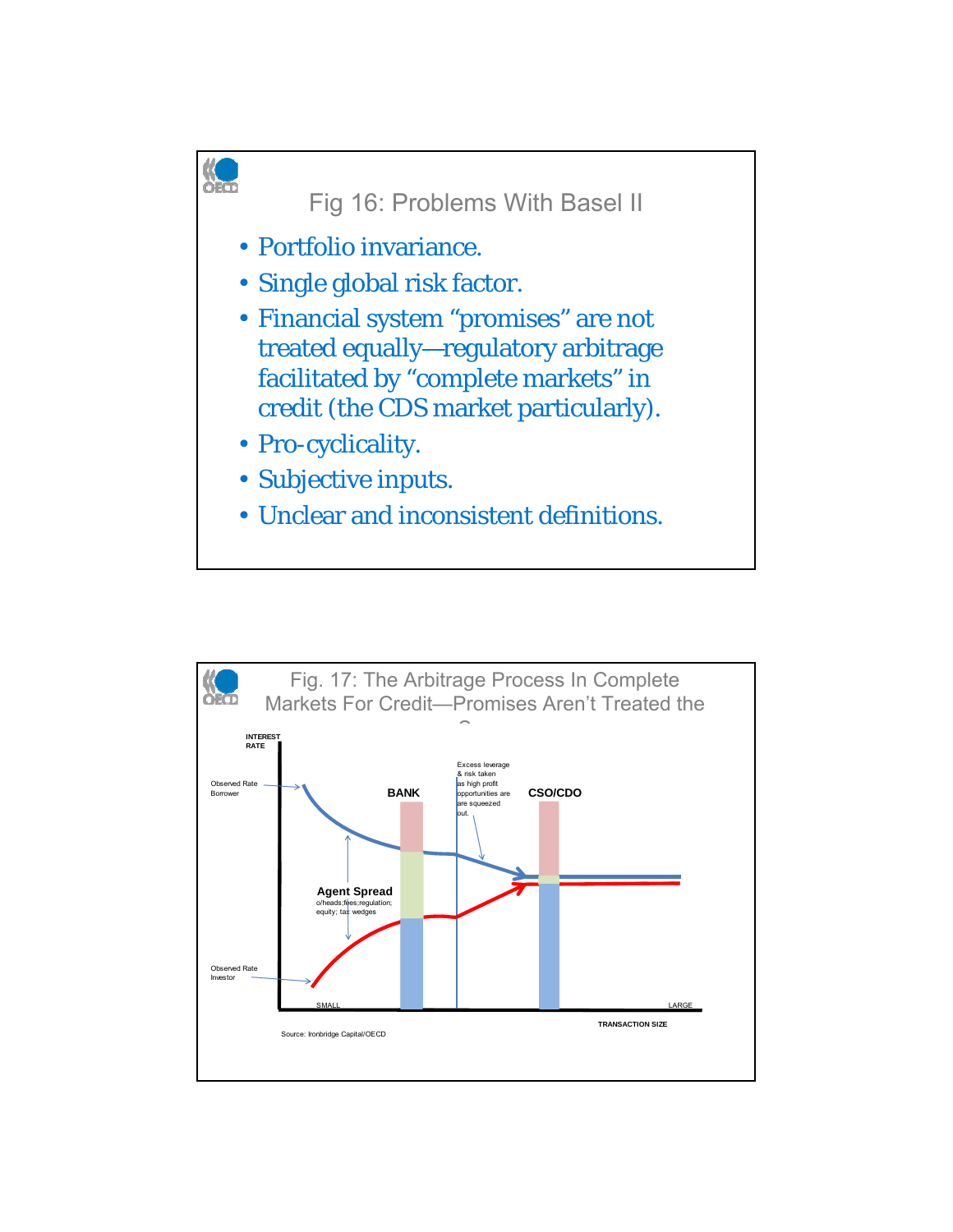## Fig 16: Problems With Basel II

- Portfolio invariance.
- Single global risk factor.
- Financial system "promises" are not treated equally—regulatory arbitrage facilitated by "complete markets" in credit (the CDS market particularly).
- Pro-cyclicality.
- Subjective inputs.
- Unclear and inconsistent definitions.

## Fig. 17: The Arbitrage Process In Complete Markets For Credit—Promises Aren't Treated the Same

INTEREST RATE

Observed Rate Borrower

BANK

Excess leverage & risk taken as high profit opportunities are are squeezed out.

CSO/CDO

Agent Spread
o/heads;fees;regulation; equity; tax wedges

Observed Rate Investor

SMALL

LARGE

TRANSACTION SIZE

Source: Ironbridge Capital/OECD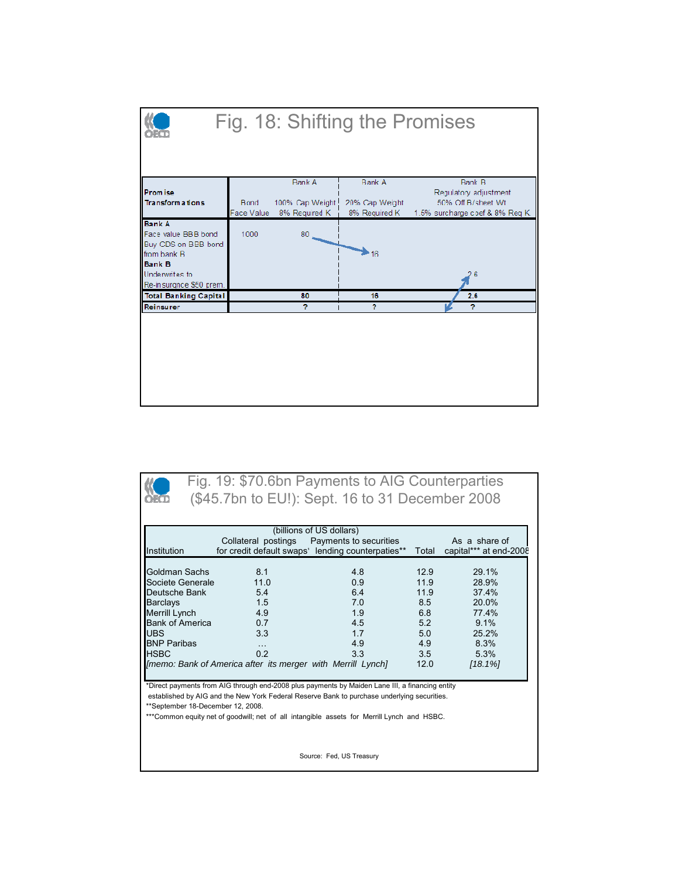# Fig. 18: Shifting the Promises

| Promise Transformations | Bond Face Value | Bank A 100% Cap Weight 8% Required K | Bank A 20% Cap Weight 8% Required K | Bank B Regulatory adjustment 50% Off B/sheet Wt 1.5% surcharge coef & 8% Req K |
|---|---|---|---|---|
| **Bank A** | | | | |
| Face value BBB bond | 1000 | 80 | | |
| Buy CDS on BBB bond from bank B | | | 16 | |
| **Bank B** | | | | |
| Underwrites to Re-insurance $50 prem. | | | | 2.6 |
| **Total Banking Capital** | | 80 | 16 | 2.6 |
| **Reinsurer** | | ? | ? | ? |

# Fig. 19: $70.6bn Payments to AIG Counterparties ($45.7bn to EU!): Sept. 16 to 31 December 2008

(billions of US dollars)

| Institution | Collateral postings for credit default swaps* | Payments to securities lending counterparties** | Total | As a share of capital*** at end-2008 |
|---|---|---|---|---|
| Goldman Sachs | 8.1 | 4.8 | 12.9 | 29.1% |
| Societe Generale | 11.0 | 0.9 | 11.9 | 28.9% |
| Deutsche Bank | 5.4 | 6.4 | 11.9 | 37.4% |
| Barclays | 1.5 | 7.0 | 8.5 | 20.0% |
| Merrill Lynch | 4.9 | 1.9 | 6.8 | 77.4% |
| Bank of America | 0.7 | 4.5 | 5.2 | 9.1% |
| UBS | 3.3 | 1.7 | 5.0 | 25.2% |
| BNP Paribas | … | 4.9 | 4.9 | 8.3% |
| HSBC | 0.2 | 3.3 | 3.5 | 5.3% |
| *[memo: Bank of America after its merger with Merrill Lynch]* | | | 12.0 | *[18.1%]* |

*Direct payments from AIG through end-2008 plus payments by Maiden Lane III, a financing entity established by AIG and the New York Federal Reserve Bank to purchase underlying securities.
**September 18-December 12, 2008.
***Common equity net of goodwill; net of all intangible assets for Merrill Lynch and HSBC.

Source: Fed, US Treasury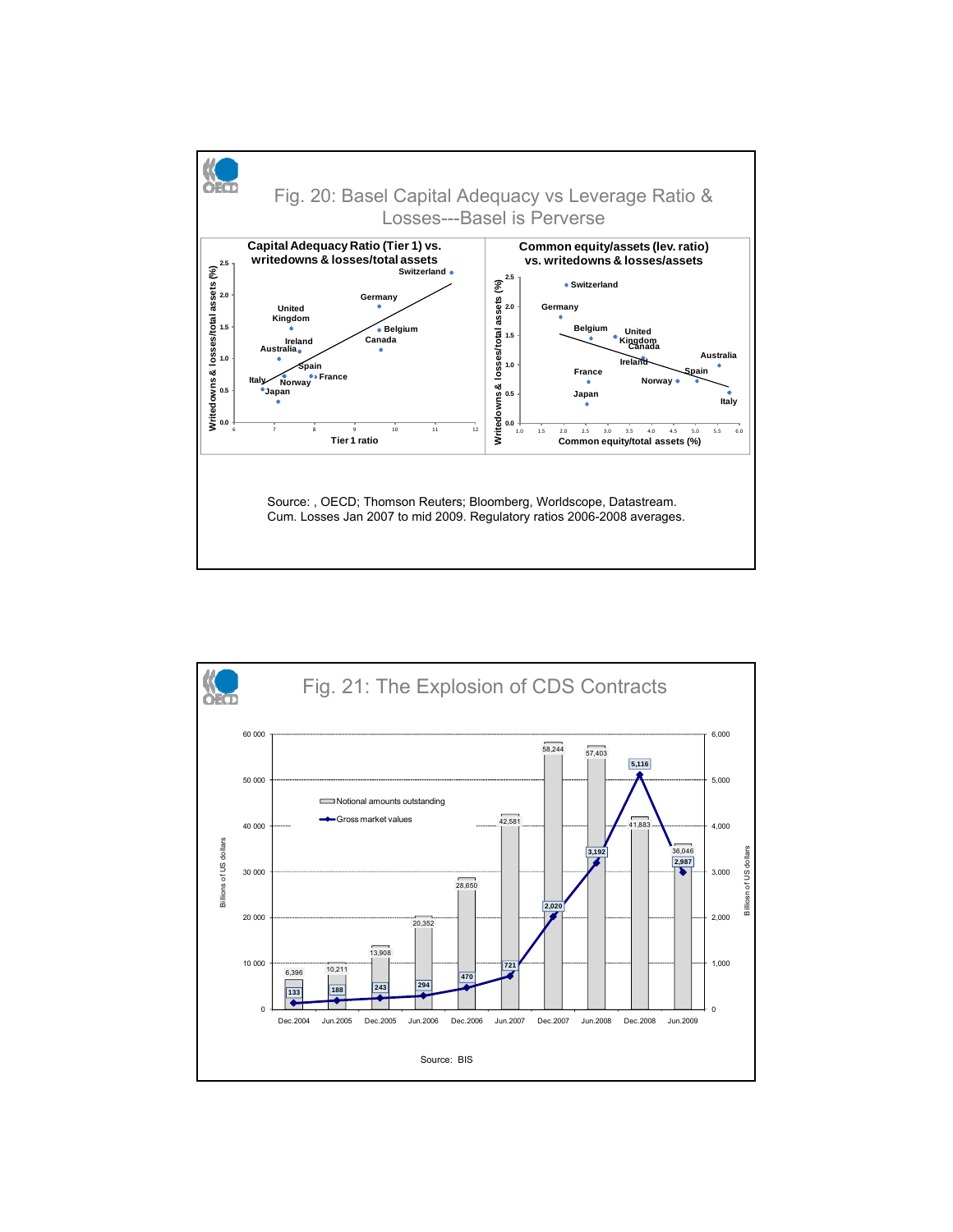## Fig. 20: Basel Capital Adequacy vs Leverage Ratio & Losses---Basel is Perverse

**Capital Adequacy Ratio (Tier 1) vs. writedowns & losses/total assets**

**Common equity/assets (lev. ratio) vs. writedowns & losses/assets**

Source: , OECD; Thomson Reuters; Bloomberg, Worldscope, Datastream.
Cum. Losses Jan 2007 to mid 2009. Regulatory ratios 2006-2008 averages.

## Fig. 21: The Explosion of CDS Contracts

| | Dec.2004 | Jun.2005 | Dec.2005 | Jun.2006 | Dec.2006 | Jun.2007 | Dec.2007 | Jun.2008 | Dec.2008 | Jun.2009 |
|---|---|---|---|---|---|---|---|---|---|---|
| Notional amounts outstanding (Billions of US dollars) | 6,396 | 10,211 | 13,908 | 20,352 | 28,650 | 42,581 | 58,244 | 57,403 | 41,883 | 36,046 |
| Gross market values (Billions of US dollars) | 133 | 188 | 243 | 294 | 470 | 721 | 2,020 | 3,192 | 5,116 | 2,987 |

Source: BIS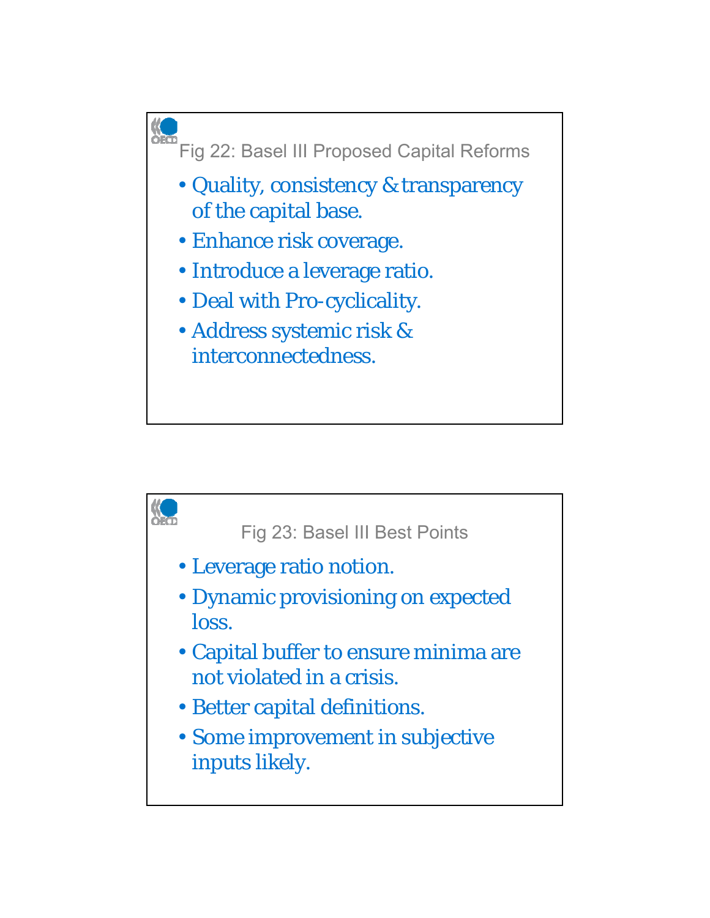## Fig 22: Basel III Proposed Capital Reforms

- Quality, consistency & transparency of the capital base.
- Enhance risk coverage.
- Introduce a leverage ratio.
- Deal with Pro-cyclicality.
- Address systemic risk & interconnectedness.

## Fig 23: Basel III Best Points

- Leverage ratio notion.
- Dynamic provisioning on expected loss.
- Capital buffer to ensure minima are not violated in a crisis.
- Better capital definitions.
- Some improvement in subjective inputs likely.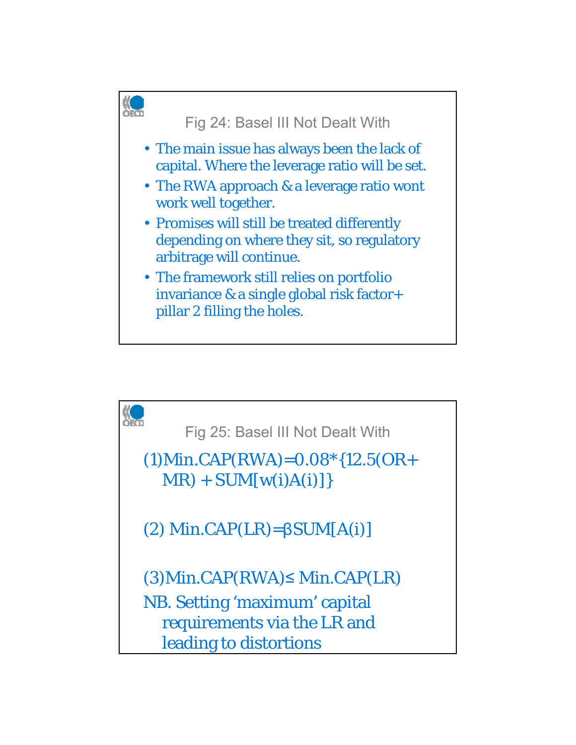## Fig 24: Basel III Not Dealt With

- The main issue has always been the lack of capital. Where the leverage ratio will be set.
- The RWA approach & a leverage ratio wont work well together.
- Promises will still be treated differently depending on where they sit, so regulatory arbitrage will continue.
- The framework still relies on portfolio invariance & a single global risk factor+ pillar 2 filling the holes.

## Fig 25: Basel III Not Dealt With

(1) $\text{Min.CAP(RWA)} = 0.08 * \{12.5(\text{OR} + \text{MR}) + \text{SUM}[w(i)A(i)]\}$

(2) $\text{Min.CAP(LR)} = \beta \, \text{SUM}[A(i)]$

(3) $\text{Min.CAP(RWA)} \leq \text{Min.CAP(LR)}$

NB. Setting 'maximum' capital requirements via the LR and leading to distortions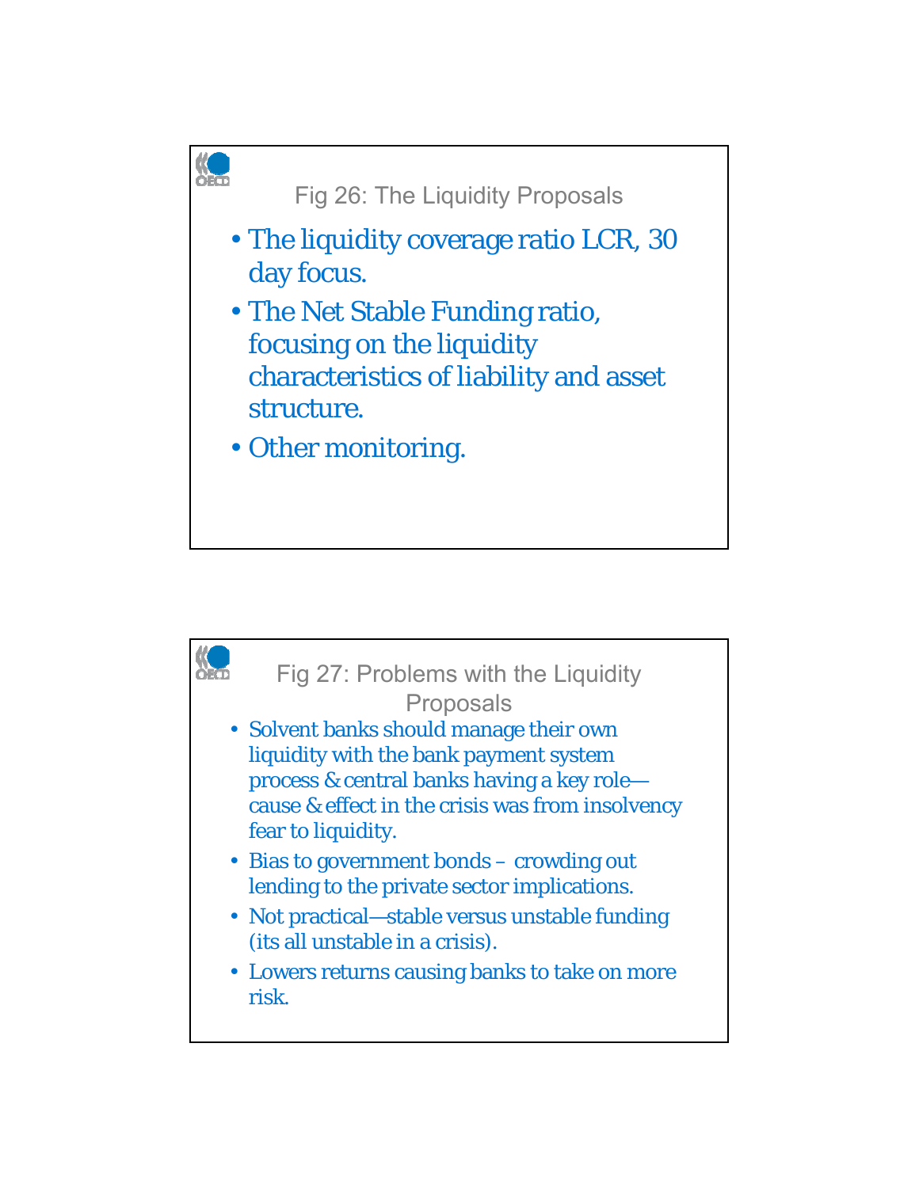## Fig 26: The Liquidity Proposals

- The liquidity coverage ratio LCR, 30 day focus.
- The Net Stable Funding ratio, focusing on the liquidity characteristics of liability and asset structure.
- Other monitoring.

## Fig 27: Problems with the Liquidity Proposals

- Solvent banks should manage their own liquidity with the bank payment system process & central banks having a key role—cause & effect in the crisis was from insolvency fear to liquidity.
- Bias to government bonds – crowding out lending to the private sector implications.
- Not practical—stable versus unstable funding (its all unstable in a crisis).
- Lowers returns causing banks to take on more risk.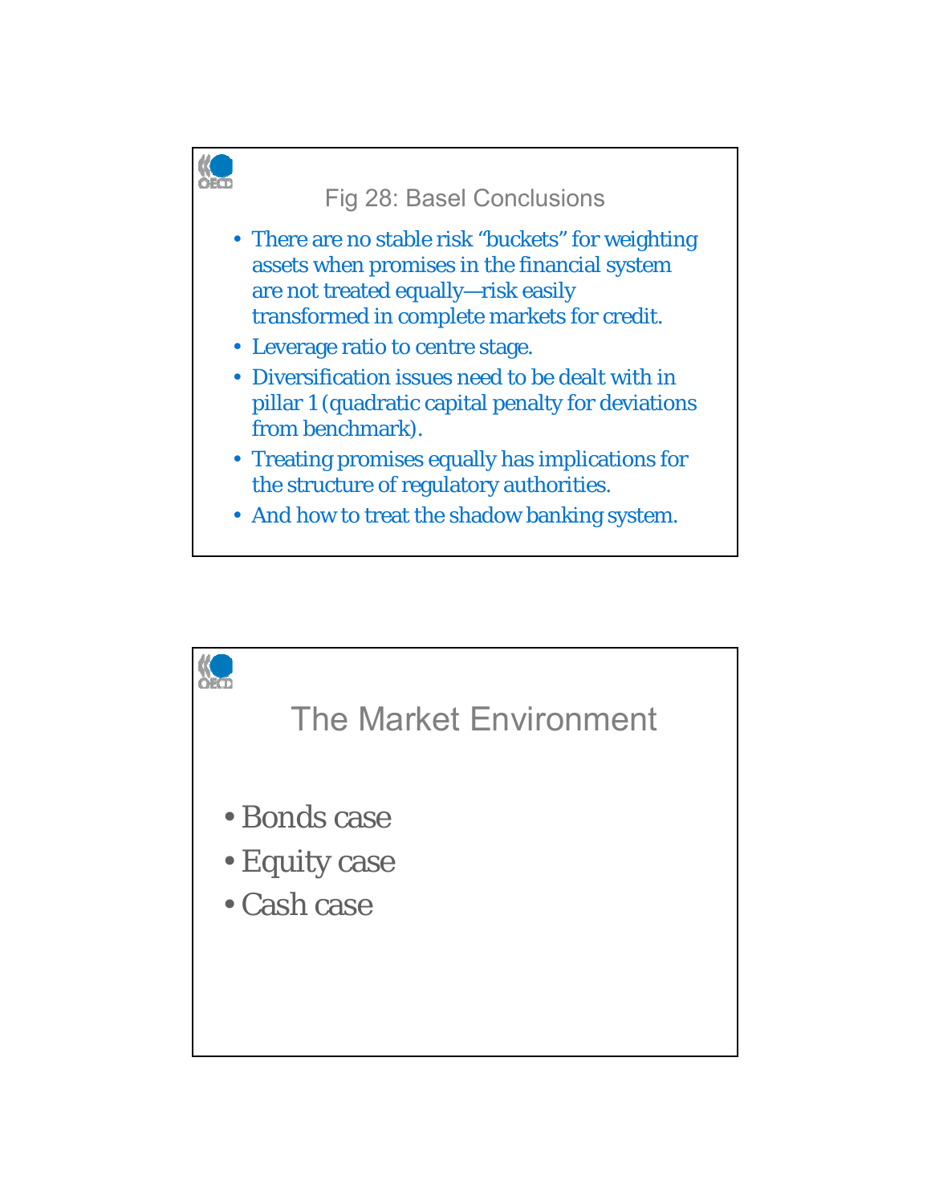## Fig 28: Basel Conclusions

- There are no stable risk “buckets” for weighting assets when promises in the financial system are not treated equally—risk easily transformed in complete markets for credit.
- Leverage ratio to centre stage.
- Diversification issues need to be dealt with in pillar 1 (quadratic capital penalty for deviations from benchmark).
- Treating promises equally has implications for the structure of regulatory authorities.
- And how to treat the shadow banking system.

## The Market Environment

- Bonds case
- Equity case
- Cash case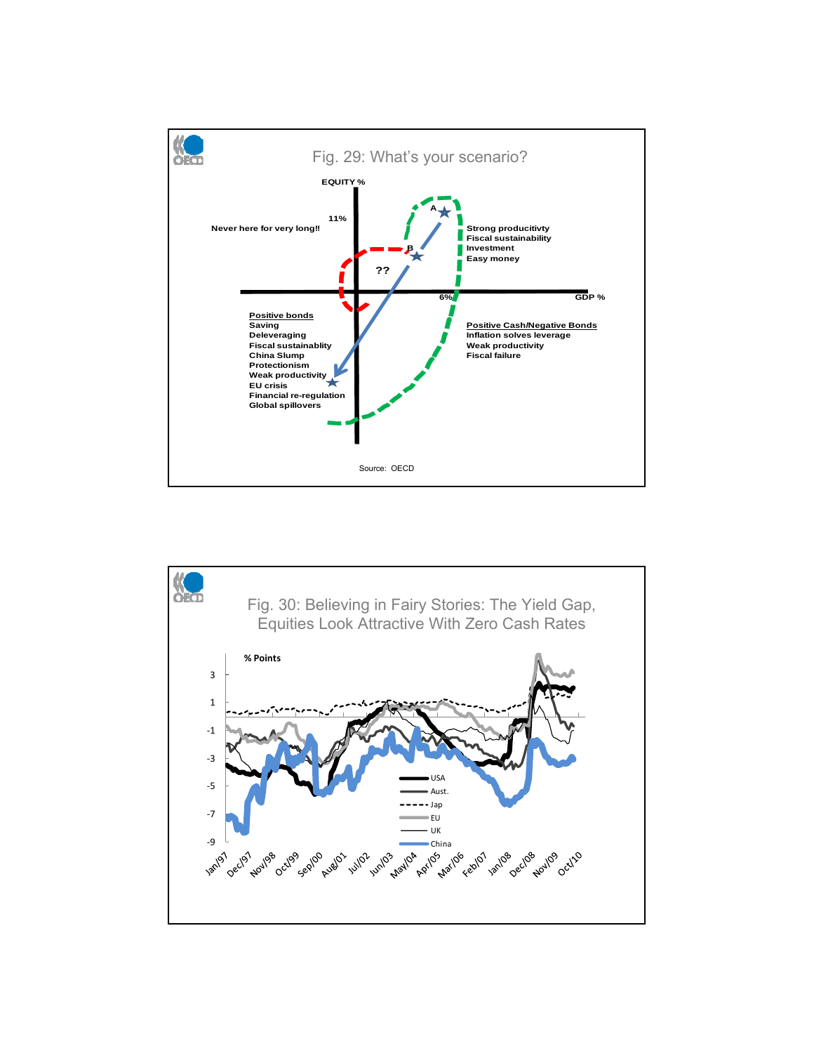## Fig. 29: What's your scenario?

EQUITY %

11%

Never here for very long!!

A

B

??

Strong productivity
Fiscal sustainability
Investment
Easy money

6%

GDP %

**Positive bonds**
Saving
Deleveraging
Fiscal sustainablity
China Slump
Protectionism
Weak productivity
EU crisis
Financial re-regulation
Global spillovers

**Positive Cash/Negative Bonds**
Inflation solves leverage
Weak productivity
Fiscal failure

Source: OECD

## Fig. 30: Believing in Fairy Stories: The Yield Gap, Equities Look Attractive With Zero Cash Rates

% Points

3, 1, -1, -3, -5, -7, -9

Jan/97, Dec/97, Nov/98, Oct/99, Sep/00, Aug/01, Jul/02, Jun/03, May/04, Apr/05, Mar/06, Feb/07, Jan/08, Dec/08, Nov/09, Oct/10

USA, Aust., Jap, EU, UK, China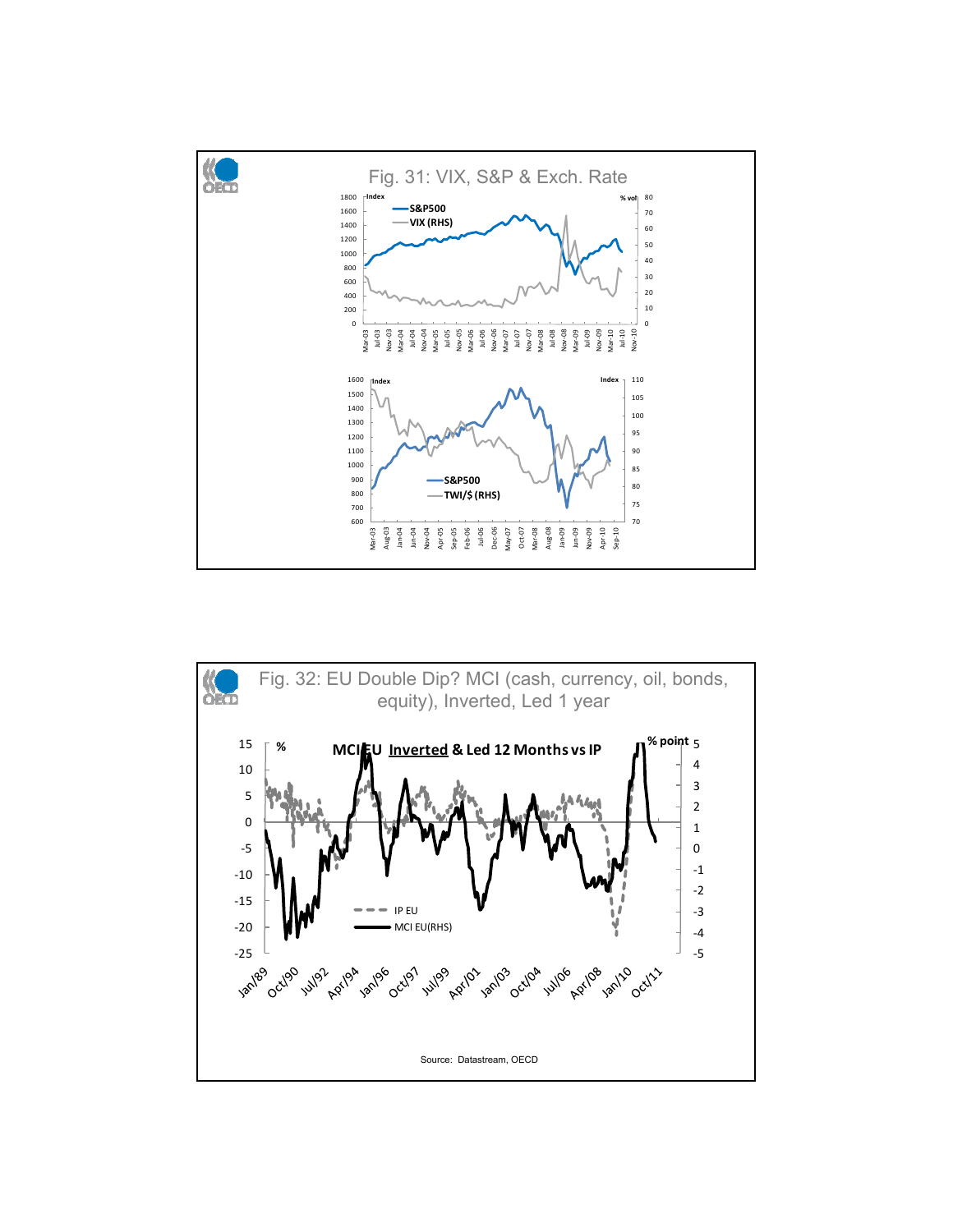## Fig. 31: VIX, S&P & Exch. Rate

## Fig. 32: EU Double Dip? MCI (cash, currency, oil, bonds, equity), Inverted, Led 1 year

Source: Datastream, OECD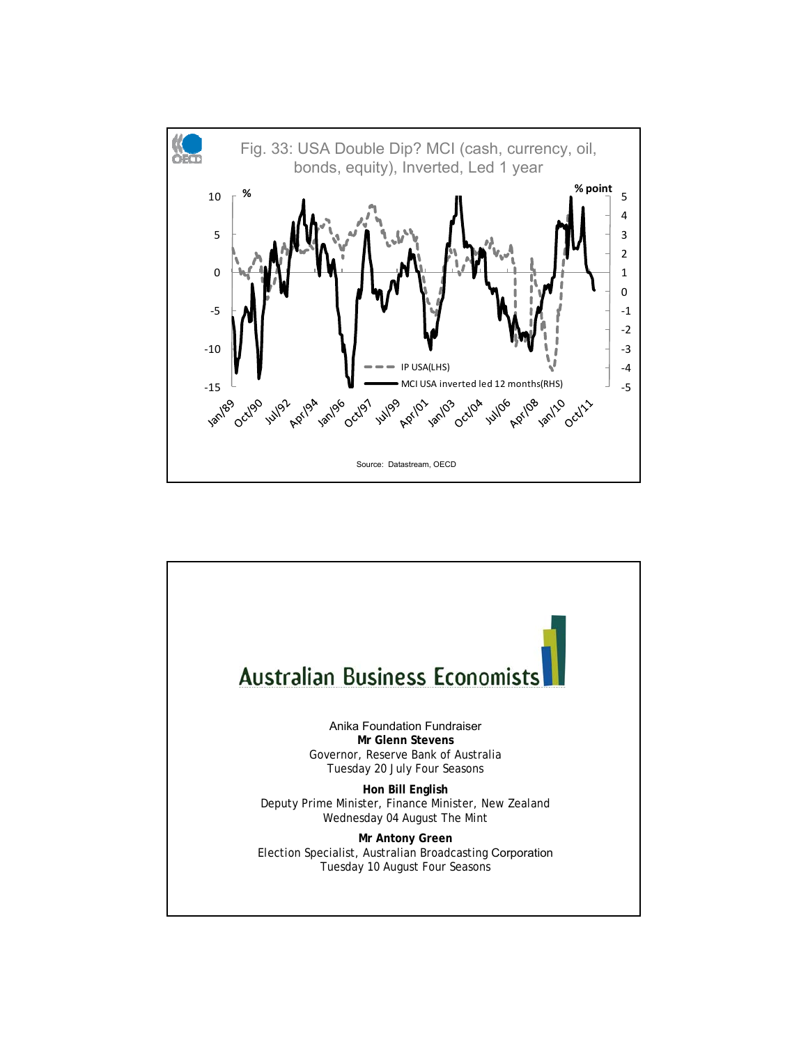Fig. 33: USA Double Dip? MCI (cash, currency, oil, bonds, equity), Inverted, Led 1 year

%

% point

10
5
0
-5
-10
-15

5
4
3
2
1
0
-1
-2
-3
-4
-5

IP USA(LHS)

MCI USA inverted led 12 months(RHS)

Jan/89 Oct/90 Jul/92 Apr/94 Jan/96 Oct/97 Jul/99 Apr/01 Jan/03 Oct/04 Jul/06 Apr/08 Jan/10 Oct/11

Source: Datastream, OECD

# Australian Business Economists

Anika Foundation Fundraiser

**Mr Glenn Stevens**
Governor, Reserve Bank of Australia
Tuesday 20 July Four Seasons

**Hon Bill English**
Deputy Prime Minister, Finance Minister, New Zealand
Wednesday 04 August The Mint

**Mr Antony Green**
Election Specialist, Australian Broadcasting Corporation
Tuesday 10 August Four Seasons